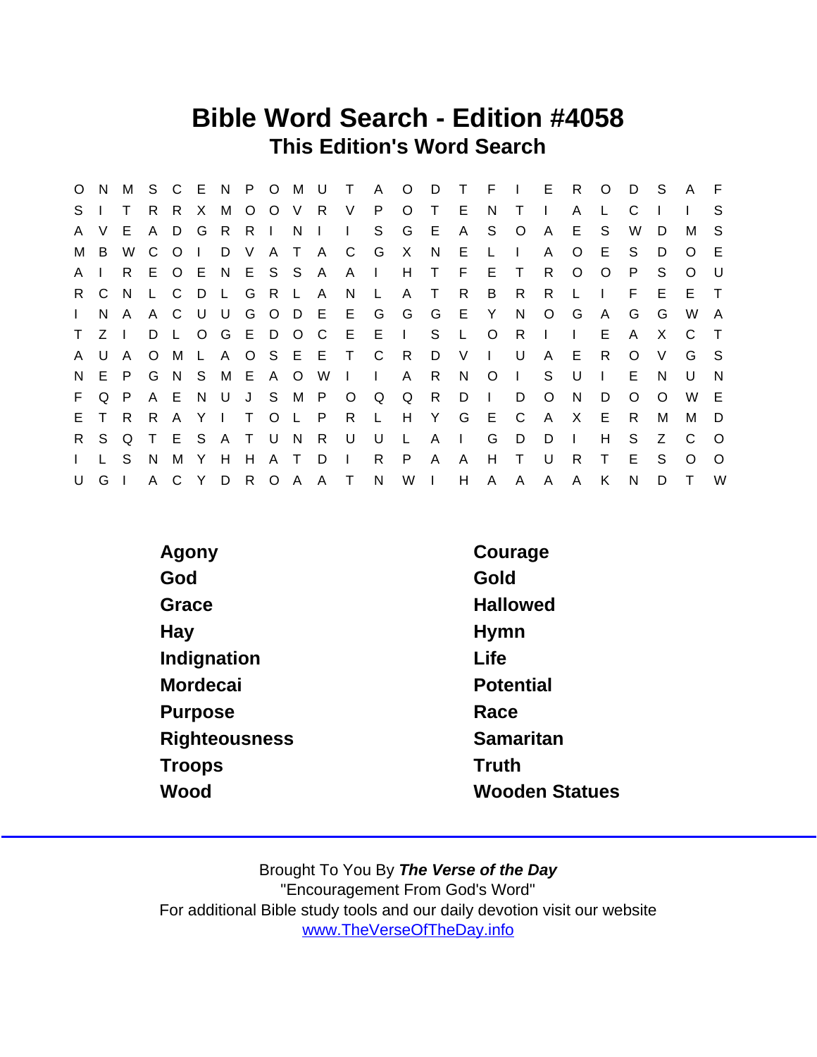# Bible Word Search - Edition #4058

## This Edition's Word Search

```
O N M S C E N P O M U T A O D T F I E R O D S A F
S I T R R X M O O V R V P O T E N T I A L C I I S
A V E A D G R R I N I I S G E A S O A E S W D M S
M B W C O I D V A T A C G X N E L I A O E S D O E
A I R E O E N E S S A A I H T F E T R O O P S O U
R C N L C D L G R L A N L A T R B R R L I F E E T
I N A A C U U G O D E E G G G E Y N O G A G G W A
T Z I D L O G E D O C E E I S L O R I I E A X C T
A U A O M L A O S E E T C R D V I U A E R O V G S
N E P G N S M E A O W I I A R N O I S U I E N U N
F Q P A E N U J S M P O Q Q R D I D O N D O O W E
E T R R A Y I T O L P R L H Y G E C A X E R M M D
R S Q T E S A T U N R U U L A I G D D I H S Z C O
I L S N M Y H H A T D I R P A A H T U R T E S O O
U G I A C Y D R O A A T N W I H A A A A K N D T W
```

| | |
|---|---|
| Agony | Courage |
| God | Gold |
| Grace | Hallowed |
| Hay | Hymn |
| Indignation | Life |
| Mordecai | Potential |
| Purpose | Race |
| Righteousness | Samaritan |
| Troops | Truth |
| Wood | Wooden Statues |

Brought To You By ***The Verse of the Day***
"Encouragement From God's Word"
For additional Bible study tools and our daily devotion visit our website
www.TheVerseOfTheDay.info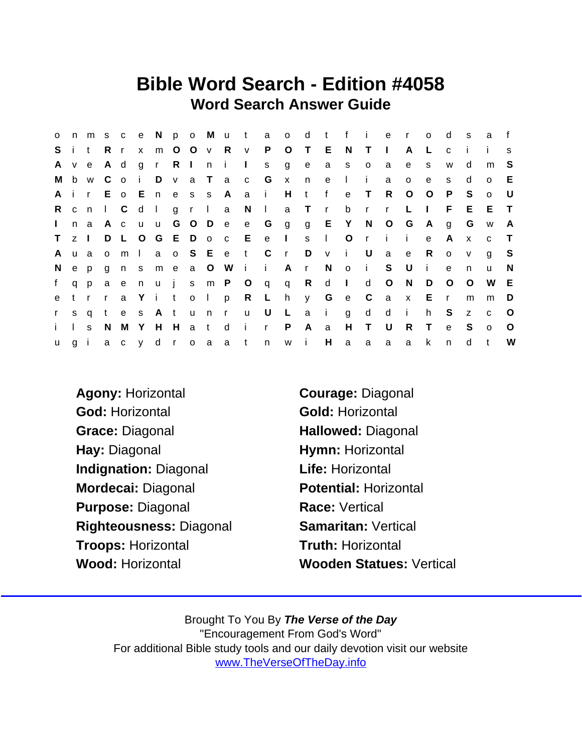# Bible Word Search - Edition #4058

## Word Search Answer Guide

```
o n m s c e N p o M u t a o d t f i e r o d s a f
S i t R r x m O O v R v P O T E N T I A L c i i s
A v e A d g r R I n i I s g e a s o a e s w d m S
M b w C o i D v a T a c G x n e l i a o e s d o E
A i r E o E n e s s A a i H t f e T R O O P S o U
R c n l C d l g r l a N l a T r b r r L I F E E T
I n a A c u u G O D e e G g g E Y N O G A g G w A
T z I D L O G E D o c E e I s l O r i i e A x c T
A u a o m l a o S E e t C r D v i U a e R o v g S
N e p g n s m e a O W i i A r N o i S U i e n u N
f q p a e n u j s m P O q q R d I d O N D O O W E
e t r r a Y i t o l p R L h y G e C a x E r m m D
r s q t e s A t u n r u U L a i g d d i h S z c O
i l s N M Y H H a t d i r P A a H T U R T e S o O
u g i a c y d r o a a t n w i H a a a a k n d t W
```

**Agony:** Horizontal
**God:** Horizontal
**Grace:** Diagonal
**Hay:** Diagonal
**Indignation:** Diagonal
**Mordecai:** Diagonal
**Purpose:** Diagonal
**Righteousness:** Diagonal
**Troops:** Horizontal
**Wood:** Horizontal

**Courage:** Diagonal
**Gold:** Horizontal
**Hallowed:** Diagonal
**Hymn:** Horizontal
**Life:** Horizontal
**Potential:** Horizontal
**Race:** Vertical
**Samaritan:** Vertical
**Truth:** Horizontal
**Wooden Statues:** Vertical

Brought To You By ***The Verse of the Day***
"Encouragement From God's Word"
For additional Bible study tools and our daily devotion visit our website
www.TheVerseOfTheDay.info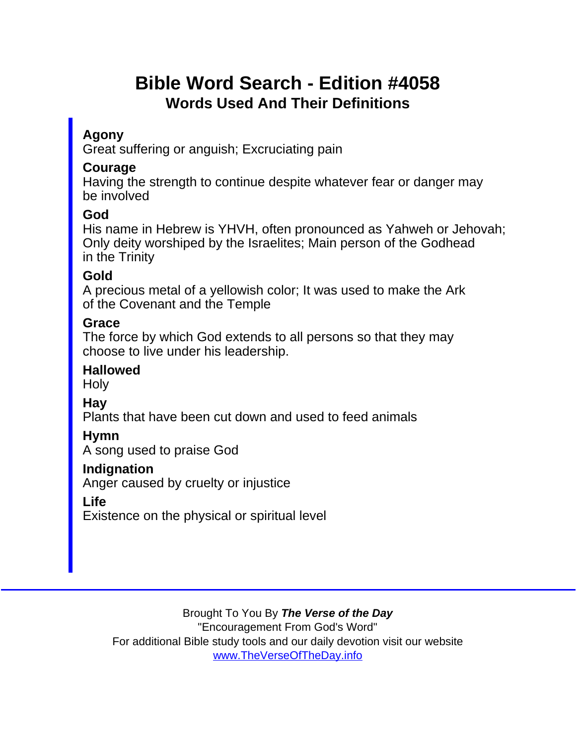# Bible Word Search - Edition #4058

## Words Used And Their Definitions

**Agony**
Great suffering or anguish; Excruciating pain

**Courage**
Having the strength to continue despite whatever fear or danger may be involved

**God**
His name in Hebrew is YHVH, often pronounced as Yahweh or Jehovah; Only deity worshiped by the Israelites; Main person of the Godhead in the Trinity

**Gold**
A precious metal of a yellowish color; It was used to make the Ark of the Covenant and the Temple

**Grace**
The force by which God extends to all persons so that they may choose to live under his leadership.

**Hallowed**
Holy

**Hay**
Plants that have been cut down and used to feed animals

**Hymn**
A song used to praise God

**Indignation**
Anger caused by cruelty or injustice

**Life**
Existence on the physical or spiritual level

---

Brought To You By ***The Verse of the Day***
"Encouragement From God's Word"
For additional Bible study tools and our daily devotion visit our website
[www.TheVerseOfTheDay.info](http://www.TheVerseOfTheDay.info)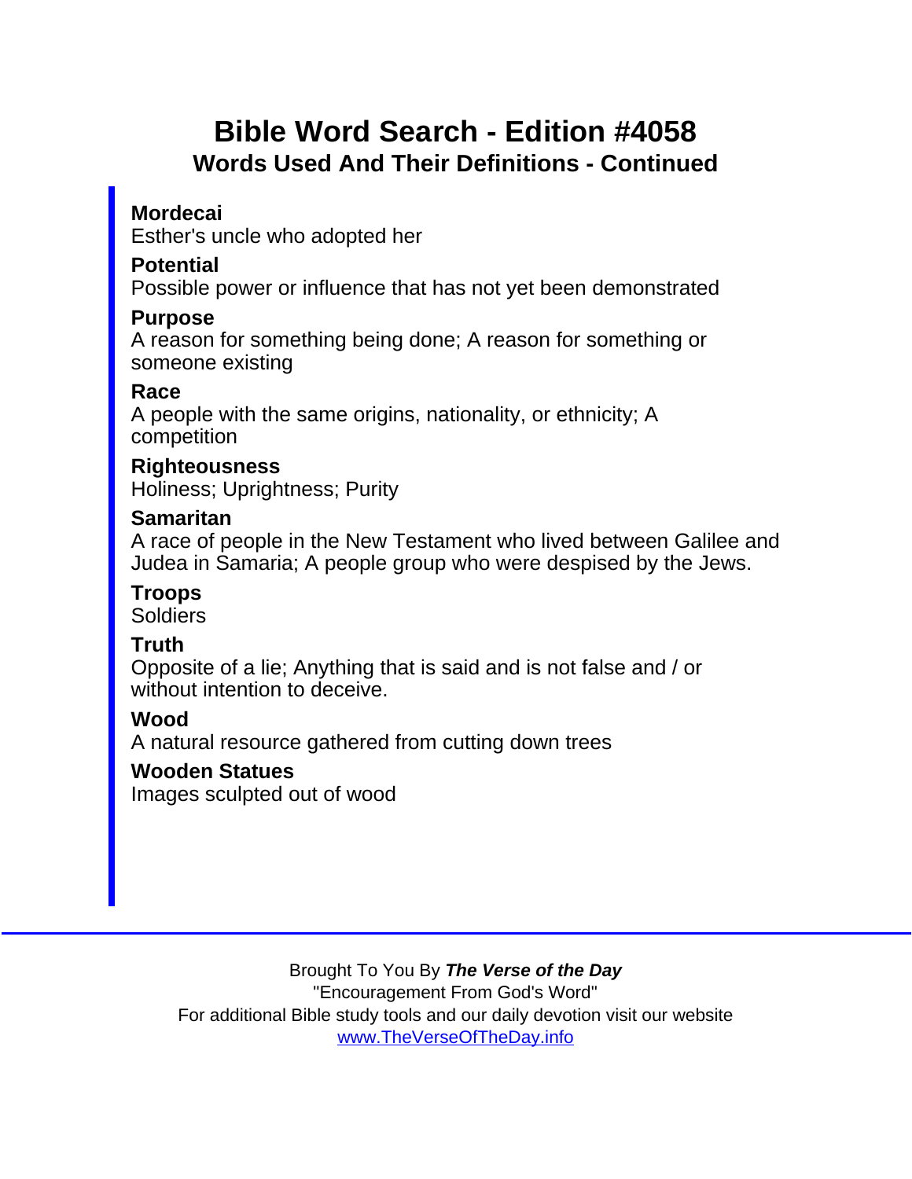# Bible Word Search - Edition #4058

## Words Used And Their Definitions - Continued

**Mordecai**
Esther's uncle who adopted her

**Potential**
Possible power or influence that has not yet been demonstrated

**Purpose**
A reason for something being done; A reason for something or someone existing

**Race**
A people with the same origins, nationality, or ethnicity; A competition

**Righteousness**
Holiness; Uprightness; Purity

**Samaritan**
A race of people in the New Testament who lived between Galilee and Judea in Samaria; A people group who were despised by the Jews.

**Troops**
Soldiers

**Truth**
Opposite of a lie; Anything that is said and is not false and / or without intention to deceive.

**Wood**
A natural resource gathered from cutting down trees

**Wooden Statues**
Images sculpted out of wood

Brought To You By ***The Verse of the Day***
"Encouragement From God's Word"
For additional Bible study tools and our daily devotion visit our website
www.TheVerseOfTheDay.info